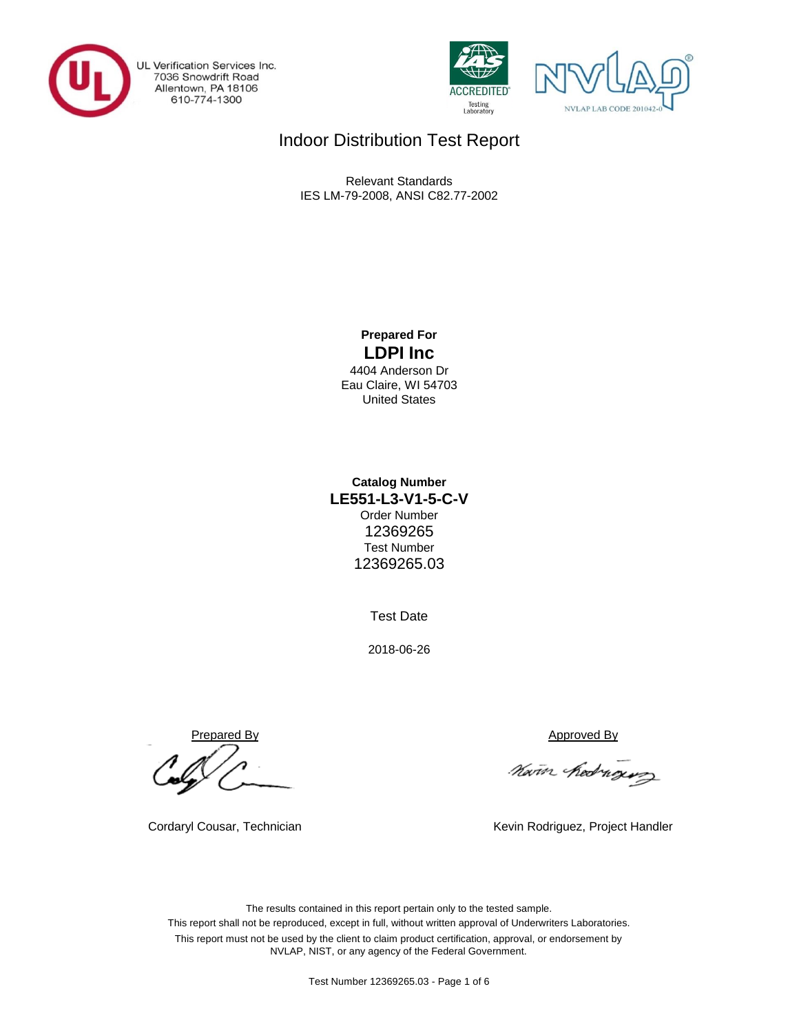UL Verification Services Inc.
7036 Snowdrift Road
Allentown, PA 18106
610-774-1300

IAS ACCREDITED Testing Laboratory

NVLAP LAB CODE 201042-0

# Indoor Distribution Test Report

Relevant Standards
IES LM-79-2008, ANSI C82.77-2002

**Prepared For**

**LDPI Inc**

4404 Anderson Dr
Eau Claire, WI 54703
United States

**Catalog Number**

**LE551-L3-V1-5-C-V**

Order Number

12369265

Test Number

12369265.03

Test Date

2018-06-26

Prepared By

Cordaryl Cousar, Technician

Approved By

Kevin Rodriguez, Project Handler

The results contained in this report pertain only to the tested sample.
This report shall not be reproduced, except in full, without written approval of Underwriters Laboratories.
This report must not be used by the client to claim product certification, approval, or endorsement by NVLAP, NIST, or any agency of the Federal Government.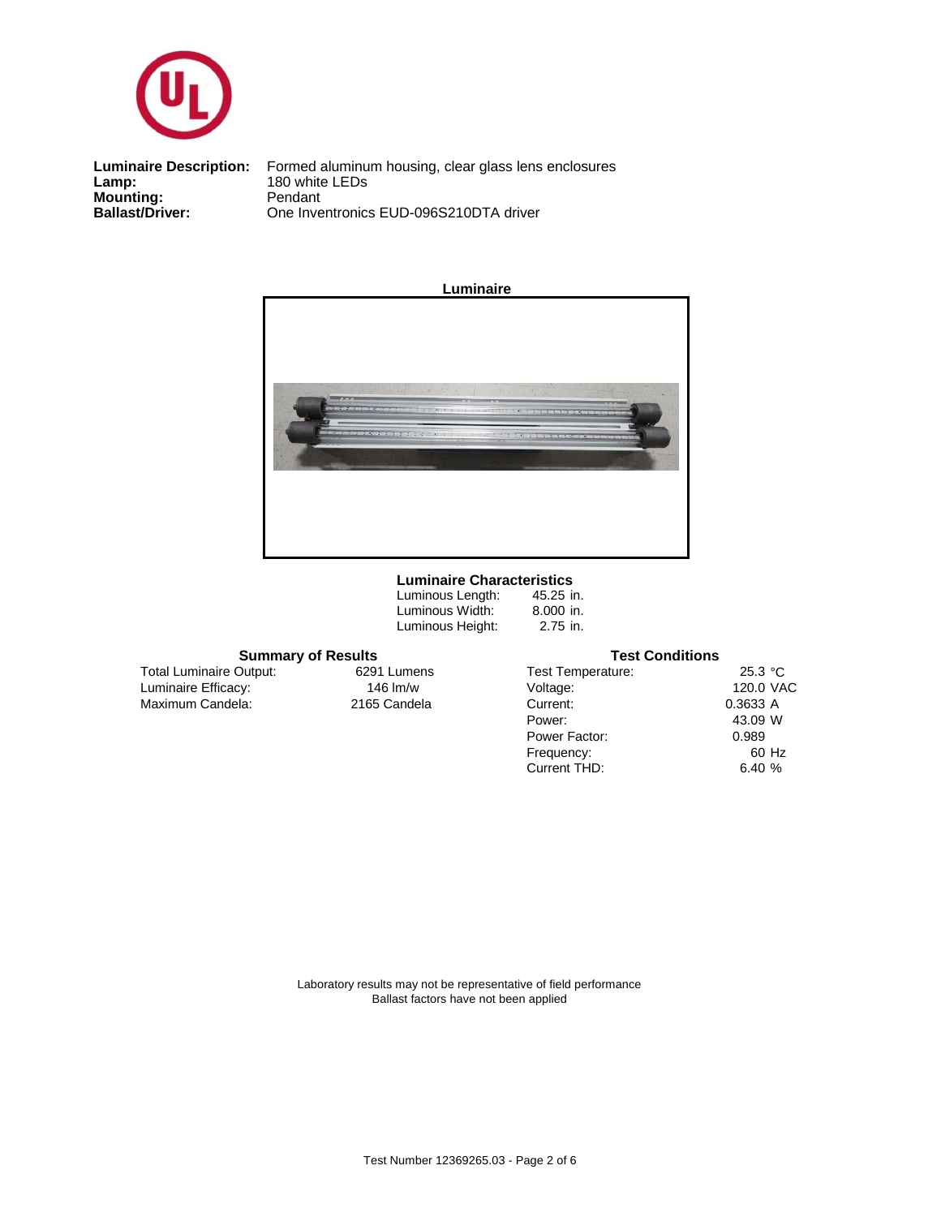**Luminaire Description:** Formed aluminum housing, clear glass lens enclosures
**Lamp:** 180 white LEDs
**Mounting:** Pendant
**Ballast/Driver:** One Inventronics EUD-096S210DTA driver

**Luminaire**

### Luminaire Characteristics

| | |
|---|---|
| Luminous Length: | 45.25 in. |
| Luminous Width: | 8.000 in. |
| Luminous Height: | 2.75 in. |

### Summary of Results

| | |
|---|---|
| Total Luminaire Output: | 6291 Lumens |
| Luminaire Efficacy: | 146 lm/w |
| Maximum Candela: | 2165 Candela |

### Test Conditions

| | |
|---|---|
| Test Temperature: | 25.3 °C |
| Voltage: | 120.0 VAC |
| Current: | 0.3633 A |
| Power: | 43.09 W |
| Power Factor: | 0.989 |
| Frequency: | 60 Hz |
| Current THD: | 6.40 % |

Laboratory results may not be representative of field performance
Ballast factors have not been applied

Test Number 12369265.03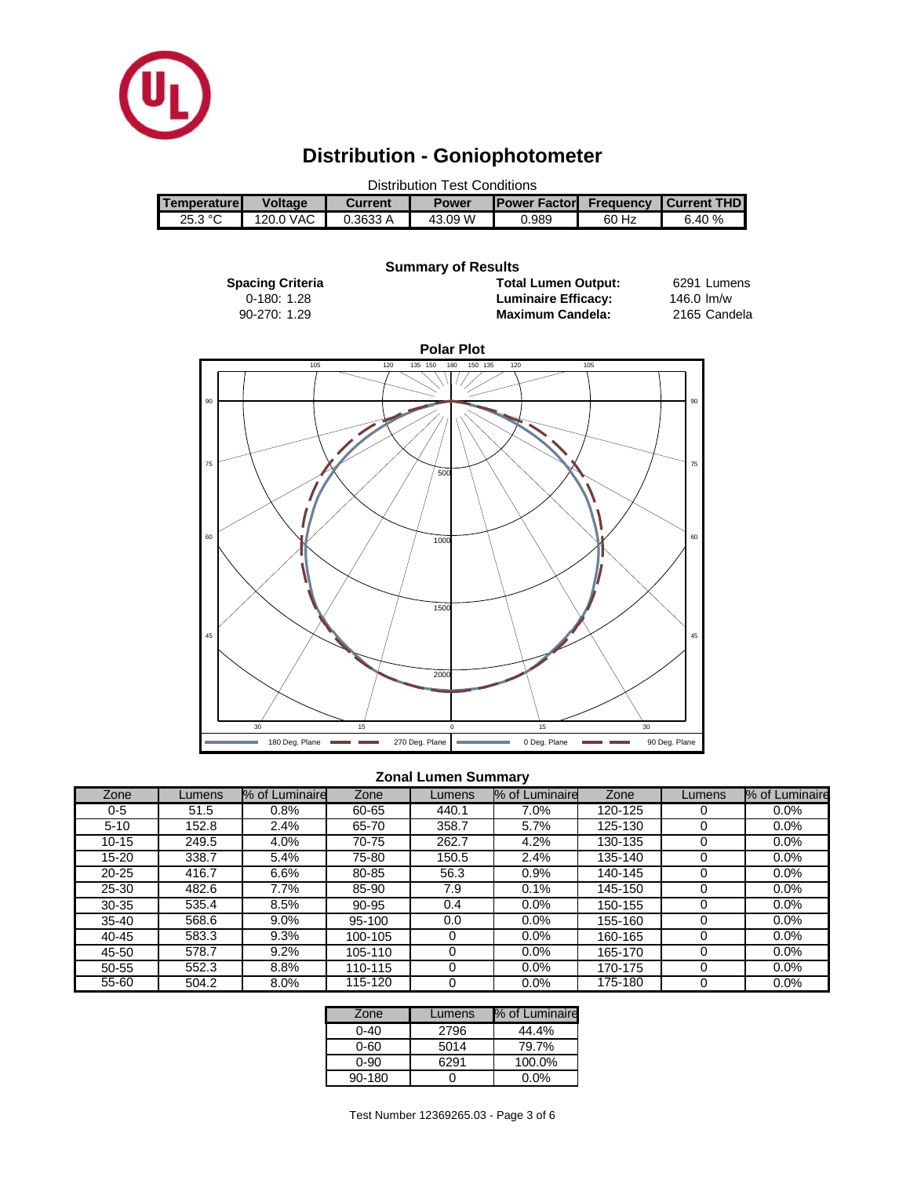# Distribution - Goniophotometer

Distribution Test Conditions

| Temperature | Voltage | Current | Power | Power Factor | Frequency | Current THD |
|---|---|---|---|---|---|---|
| 25.3 °C | 120.0 VAC | 0.3633 A | 43.09 W | 0.989 | 60 Hz | 6.40 % |

**Summary of Results**

**Spacing Criteria**
0-180: 1.28
90-270: 1.29

**Total Lumen Output:** 6291 Lumens
**Luminaire Efficacy:** 146.0 lm/w
**Maximum Candela:** 2165 Candela

**Polar Plot**

180 Deg. Plane — 270 Deg. Plane — 0 Deg. Plane — 90 Deg. Plane

**Zonal Lumen Summary**

| Zone | Lumens | % of Luminaire | Zone | Lumens | % of Luminaire | Zone | Lumens | % of Luminaire |
|---|---|---|---|---|---|---|---|---|
| 0-5 | 51.5 | 0.8% | 60-65 | 440.1 | 7.0% | 120-125 | 0 | 0.0% |
| 5-10 | 152.8 | 2.4% | 65-70 | 358.7 | 5.7% | 125-130 | 0 | 0.0% |
| 10-15 | 249.5 | 4.0% | 70-75 | 262.7 | 4.2% | 130-135 | 0 | 0.0% |
| 15-20 | 338.7 | 5.4% | 75-80 | 150.5 | 2.4% | 135-140 | 0 | 0.0% |
| 20-25 | 416.7 | 6.6% | 80-85 | 56.3 | 0.9% | 140-145 | 0 | 0.0% |
| 25-30 | 482.6 | 7.7% | 85-90 | 7.9 | 0.1% | 145-150 | 0 | 0.0% |
| 30-35 | 535.4 | 8.5% | 90-95 | 0.4 | 0.0% | 150-155 | 0 | 0.0% |
| 35-40 | 568.6 | 9.0% | 95-100 | 0.0 | 0.0% | 155-160 | 0 | 0.0% |
| 40-45 | 583.3 | 9.3% | 100-105 | 0 | 0.0% | 160-165 | 0 | 0.0% |
| 45-50 | 578.7 | 9.2% | 105-110 | 0 | 0.0% | 165-170 | 0 | 0.0% |
| 50-55 | 552.3 | 8.8% | 110-115 | 0 | 0.0% | 170-175 | 0 | 0.0% |
| 55-60 | 504.2 | 8.0% | 115-120 | 0 | 0.0% | 175-180 | 0 | 0.0% |

| Zone | Lumens | % of Luminaire |
|---|---|---|
| 0-40 | 2796 | 44.4% |
| 0-60 | 5014 | 79.7% |
| 0-90 | 6291 | 100.0% |
| 90-180 | 0 | 0.0% |

Test Number 12369265.03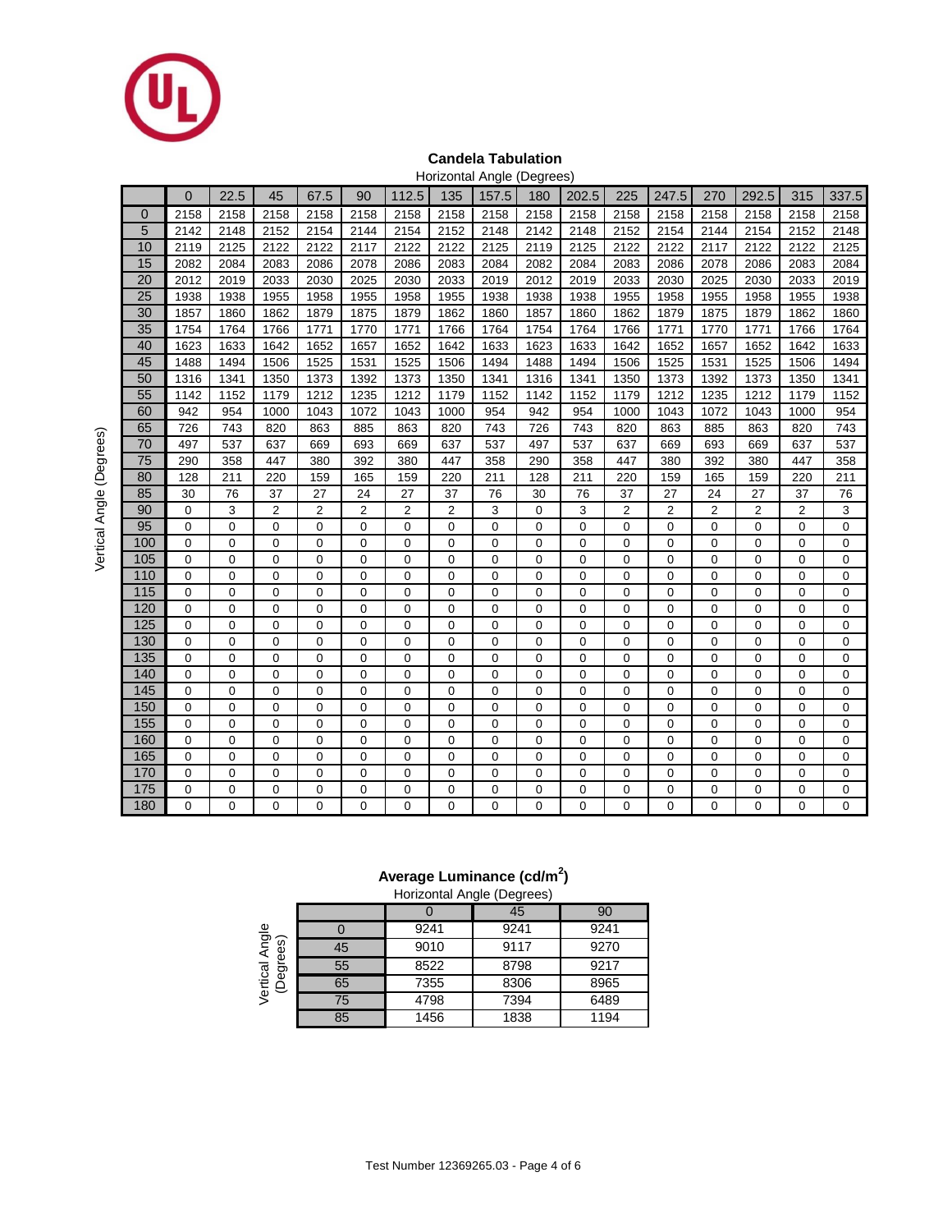## Candela Tabulation

Horizontal Angle (Degrees)

| Vertical Angle (Degrees) | 0 | 22.5 | 45 | 67.5 | 90 | 112.5 | 135 | 157.5 | 180 | 202.5 | 225 | 247.5 | 270 | 292.5 | 315 | 337.5 |
|---|---|---|---|---|---|---|---|---|---|---|---|---|---|---|---|---|
| 0 | 2158 | 2158 | 2158 | 2158 | 2158 | 2158 | 2158 | 2158 | 2158 | 2158 | 2158 | 2158 | 2158 | 2158 | 2158 | 2158 |
| 5 | 2142 | 2148 | 2152 | 2154 | 2144 | 2154 | 2152 | 2148 | 2142 | 2148 | 2152 | 2154 | 2144 | 2154 | 2152 | 2148 |
| 10 | 2119 | 2125 | 2122 | 2122 | 2117 | 2122 | 2122 | 2125 | 2119 | 2125 | 2122 | 2122 | 2117 | 2122 | 2122 | 2125 |
| 15 | 2082 | 2084 | 2083 | 2086 | 2078 | 2086 | 2083 | 2084 | 2082 | 2084 | 2083 | 2086 | 2078 | 2086 | 2083 | 2084 |
| 20 | 2012 | 2019 | 2033 | 2030 | 2025 | 2030 | 2033 | 2019 | 2012 | 2019 | 2033 | 2030 | 2025 | 2030 | 2033 | 2019 |
| 25 | 1938 | 1938 | 1955 | 1958 | 1955 | 1958 | 1955 | 1938 | 1938 | 1938 | 1955 | 1958 | 1955 | 1958 | 1955 | 1938 |
| 30 | 1857 | 1860 | 1862 | 1879 | 1875 | 1879 | 1862 | 1860 | 1857 | 1860 | 1862 | 1879 | 1875 | 1879 | 1862 | 1860 |
| 35 | 1754 | 1764 | 1766 | 1771 | 1770 | 1771 | 1766 | 1764 | 1754 | 1764 | 1766 | 1771 | 1770 | 1771 | 1766 | 1764 |
| 40 | 1623 | 1633 | 1642 | 1652 | 1657 | 1652 | 1642 | 1633 | 1623 | 1633 | 1642 | 1652 | 1657 | 1652 | 1642 | 1633 |
| 45 | 1488 | 1494 | 1506 | 1525 | 1531 | 1525 | 1506 | 1494 | 1488 | 1494 | 1506 | 1525 | 1531 | 1525 | 1506 | 1494 |
| 50 | 1316 | 1341 | 1350 | 1373 | 1392 | 1373 | 1350 | 1341 | 1316 | 1341 | 1350 | 1373 | 1392 | 1373 | 1350 | 1341 |
| 55 | 1142 | 1152 | 1179 | 1212 | 1235 | 1212 | 1179 | 1152 | 1142 | 1152 | 1179 | 1212 | 1235 | 1212 | 1179 | 1152 |
| 60 | 942 | 954 | 1000 | 1043 | 1072 | 1043 | 1000 | 954 | 942 | 954 | 1000 | 1043 | 1072 | 1043 | 1000 | 954 |
| 65 | 726 | 743 | 820 | 863 | 885 | 863 | 820 | 743 | 726 | 743 | 820 | 863 | 885 | 863 | 820 | 743 |
| 70 | 497 | 537 | 637 | 669 | 693 | 669 | 637 | 537 | 497 | 537 | 637 | 669 | 693 | 669 | 637 | 537 |
| 75 | 290 | 358 | 447 | 380 | 392 | 380 | 447 | 358 | 290 | 358 | 447 | 380 | 392 | 380 | 447 | 358 |
| 80 | 128 | 211 | 220 | 159 | 165 | 159 | 220 | 211 | 128 | 211 | 220 | 159 | 165 | 159 | 220 | 211 |
| 85 | 30 | 76 | 37 | 27 | 24 | 27 | 37 | 76 | 30 | 76 | 37 | 27 | 24 | 27 | 37 | 76 |
| 90 | 0 | 3 | 2 | 2 | 2 | 2 | 2 | 3 | 0 | 3 | 2 | 2 | 2 | 2 | 2 | 3 |
| 95 | 0 | 0 | 0 | 0 | 0 | 0 | 0 | 0 | 0 | 0 | 0 | 0 | 0 | 0 | 0 | 0 |
| 100 | 0 | 0 | 0 | 0 | 0 | 0 | 0 | 0 | 0 | 0 | 0 | 0 | 0 | 0 | 0 | 0 |
| 105 | 0 | 0 | 0 | 0 | 0 | 0 | 0 | 0 | 0 | 0 | 0 | 0 | 0 | 0 | 0 | 0 |
| 110 | 0 | 0 | 0 | 0 | 0 | 0 | 0 | 0 | 0 | 0 | 0 | 0 | 0 | 0 | 0 | 0 |
| 115 | 0 | 0 | 0 | 0 | 0 | 0 | 0 | 0 | 0 | 0 | 0 | 0 | 0 | 0 | 0 | 0 |
| 120 | 0 | 0 | 0 | 0 | 0 | 0 | 0 | 0 | 0 | 0 | 0 | 0 | 0 | 0 | 0 | 0 |
| 125 | 0 | 0 | 0 | 0 | 0 | 0 | 0 | 0 | 0 | 0 | 0 | 0 | 0 | 0 | 0 | 0 |
| 130 | 0 | 0 | 0 | 0 | 0 | 0 | 0 | 0 | 0 | 0 | 0 | 0 | 0 | 0 | 0 | 0 |
| 135 | 0 | 0 | 0 | 0 | 0 | 0 | 0 | 0 | 0 | 0 | 0 | 0 | 0 | 0 | 0 | 0 |
| 140 | 0 | 0 | 0 | 0 | 0 | 0 | 0 | 0 | 0 | 0 | 0 | 0 | 0 | 0 | 0 | 0 |
| 145 | 0 | 0 | 0 | 0 | 0 | 0 | 0 | 0 | 0 | 0 | 0 | 0 | 0 | 0 | 0 | 0 |
| 150 | 0 | 0 | 0 | 0 | 0 | 0 | 0 | 0 | 0 | 0 | 0 | 0 | 0 | 0 | 0 | 0 |
| 155 | 0 | 0 | 0 | 0 | 0 | 0 | 0 | 0 | 0 | 0 | 0 | 0 | 0 | 0 | 0 | 0 |
| 160 | 0 | 0 | 0 | 0 | 0 | 0 | 0 | 0 | 0 | 0 | 0 | 0 | 0 | 0 | 0 | 0 |
| 165 | 0 | 0 | 0 | 0 | 0 | 0 | 0 | 0 | 0 | 0 | 0 | 0 | 0 | 0 | 0 | 0 |
| 170 | 0 | 0 | 0 | 0 | 0 | 0 | 0 | 0 | 0 | 0 | 0 | 0 | 0 | 0 | 0 | 0 |
| 175 | 0 | 0 | 0 | 0 | 0 | 0 | 0 | 0 | 0 | 0 | 0 | 0 | 0 | 0 | 0 | 0 |
| 180 | 0 | 0 | 0 | 0 | 0 | 0 | 0 | 0 | 0 | 0 | 0 | 0 | 0 | 0 | 0 | 0 |

## Average Luminance (cd/m$^2$)

Horizontal Angle (Degrees)

| Vertical Angle (Degrees) | 0 | 45 | 90 |
|---|---|---|---|
| 0 | 9241 | 9241 | 9241 |
| 45 | 9010 | 9117 | 9270 |
| 55 | 8522 | 8798 | 9217 |
| 65 | 7355 | 8306 | 8965 |
| 75 | 4798 | 7394 | 6489 |
| 85 | 1456 | 1838 | 1194 |

Test Number 12369265.03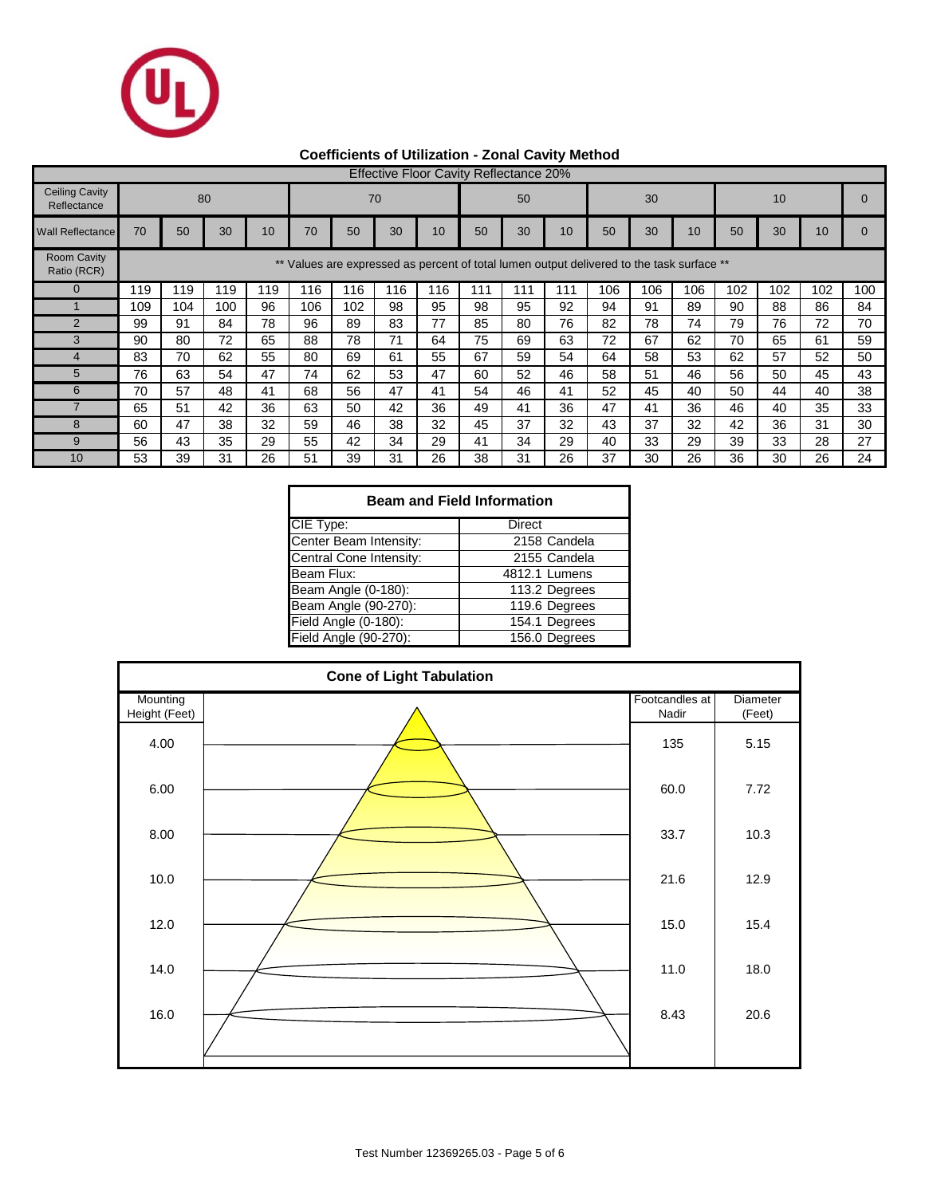## Coefficients of Utilization - Zonal Cavity Method

| Effective Floor Cavity Reflectance 20% | | | | | | | | | | | | | | | | | | |
|---|---|---|---|---|---|---|---|---|---|---|---|---|---|---|---|---|---|---|
| Ceiling Cavity Reflectance | 80 | | | | 70 | | | | 50 | | | 30 | | | 10 | | | 0 |
| Wall Reflectance | 70 | 50 | 30 | 10 | 70 | 50 | 30 | 10 | 50 | 30 | 10 | 50 | 30 | 10 | 50 | 30 | 10 | 0 |
| Room Cavity Ratio (RCR) | ** Values are expressed as percent of total lumen output delivered to the task surface ** | | | | | | | | | | | | | | | | | |
| 0 | 119 | 119 | 119 | 119 | 116 | 116 | 116 | 116 | 111 | 111 | 111 | 106 | 106 | 106 | 102 | 102 | 102 | 100 |
| 1 | 109 | 104 | 100 | 96 | 106 | 102 | 98 | 95 | 98 | 95 | 92 | 94 | 91 | 89 | 90 | 88 | 86 | 84 |
| 2 | 99 | 91 | 84 | 78 | 96 | 89 | 83 | 77 | 85 | 80 | 76 | 82 | 78 | 74 | 79 | 76 | 72 | 70 |
| 3 | 90 | 80 | 72 | 65 | 88 | 78 | 71 | 64 | 75 | 69 | 63 | 72 | 67 | 62 | 70 | 65 | 61 | 59 |
| 4 | 83 | 70 | 62 | 55 | 80 | 69 | 61 | 55 | 67 | 59 | 54 | 64 | 58 | 53 | 62 | 57 | 52 | 50 |
| 5 | 76 | 63 | 54 | 47 | 74 | 62 | 53 | 47 | 60 | 52 | 46 | 58 | 51 | 46 | 56 | 50 | 45 | 43 |
| 6 | 70 | 57 | 48 | 41 | 68 | 56 | 47 | 41 | 54 | 46 | 41 | 52 | 45 | 40 | 50 | 44 | 40 | 38 |
| 7 | 65 | 51 | 42 | 36 | 63 | 50 | 42 | 36 | 49 | 41 | 36 | 47 | 41 | 36 | 46 | 40 | 35 | 33 |
| 8 | 60 | 47 | 38 | 32 | 59 | 46 | 38 | 32 | 45 | 37 | 32 | 43 | 37 | 32 | 42 | 36 | 31 | 30 |
| 9 | 56 | 43 | 35 | 29 | 55 | 42 | 34 | 29 | 41 | 34 | 29 | 40 | 33 | 29 | 39 | 33 | 28 | 27 |
| 10 | 53 | 39 | 31 | 26 | 51 | 39 | 31 | 26 | 38 | 31 | 26 | 37 | 30 | 26 | 36 | 30 | 26 | 24 |

## Beam and Field Information

| | |
|---|---|
| CIE Type: | Direct |
| Center Beam Intensity: | 2158 Candela |
| Central Cone Intensity: | 2155 Candela |
| Beam Flux: | 4812.1 Lumens |
| Beam Angle (0-180): | 113.2 Degrees |
| Beam Angle (90-270): | 119.6 Degrees |
| Field Angle (0-180): | 154.1 Degrees |
| Field Angle (90-270): | 156.0 Degrees |

## Cone of Light Tabulation

| Mounting Height (Feet) | Footcandles at Nadir | Diameter (Feet) |
|---|---|---|
| 4.00 | 135 | 5.15 |
| 6.00 | 60.0 | 7.72 |
| 8.00 | 33.7 | 10.3 |
| 10.0 | 21.6 | 12.9 |
| 12.0 | 15.0 | 15.4 |
| 14.0 | 11.0 | 18.0 |
| 16.0 | 8.43 | 20.6 |

Test Number 12369265.03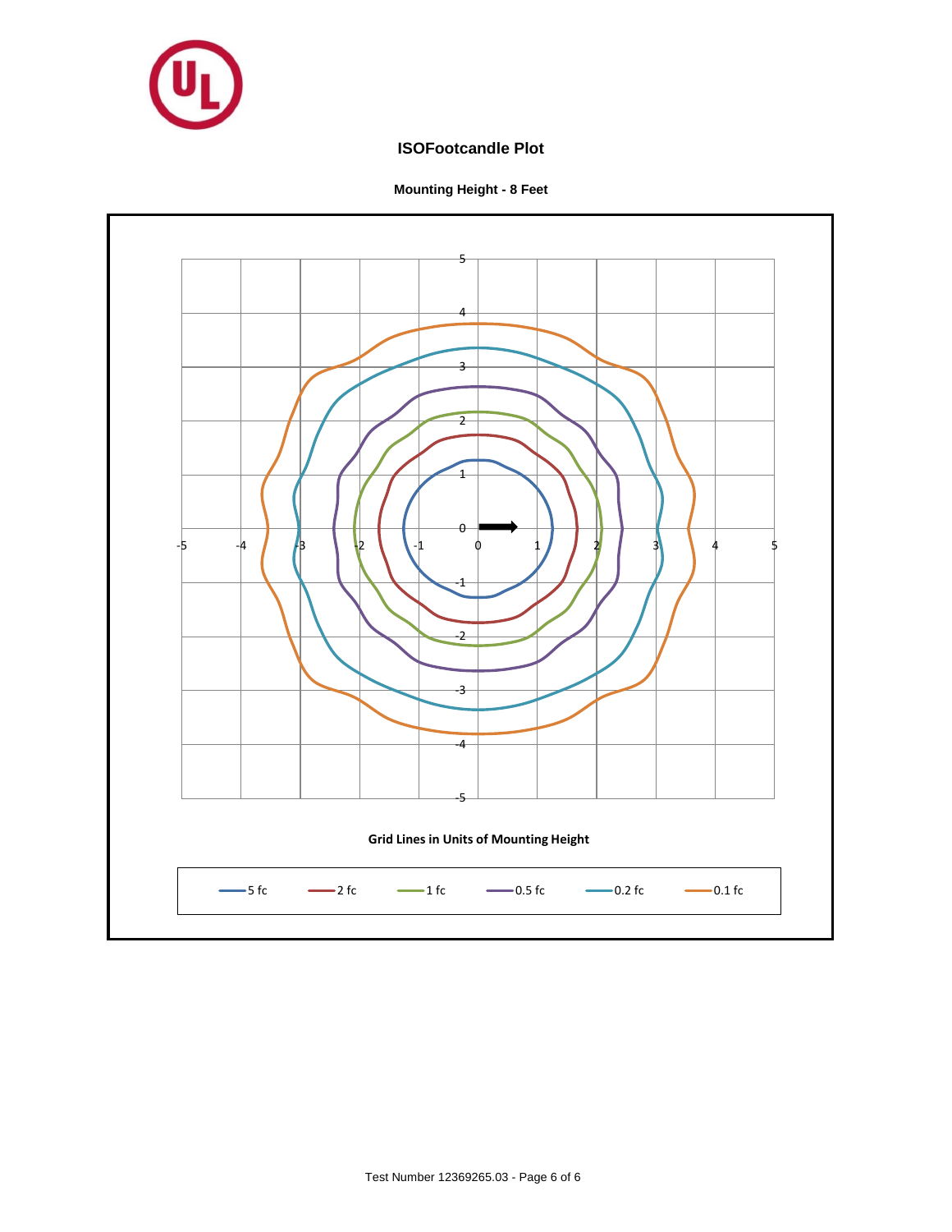## ISOFootcandle Plot

**Mounting Height - 8 Feet**

5
4
3
2
1
0
-1
-2
-3
-4
-5

-5 -4 -3 -2 -1 0 1 2 3 4 5

**Grid Lines in Units of Mounting Height**

5 fc
2 fc
1 fc
0.5 fc
0.2 fc
0.1 fc